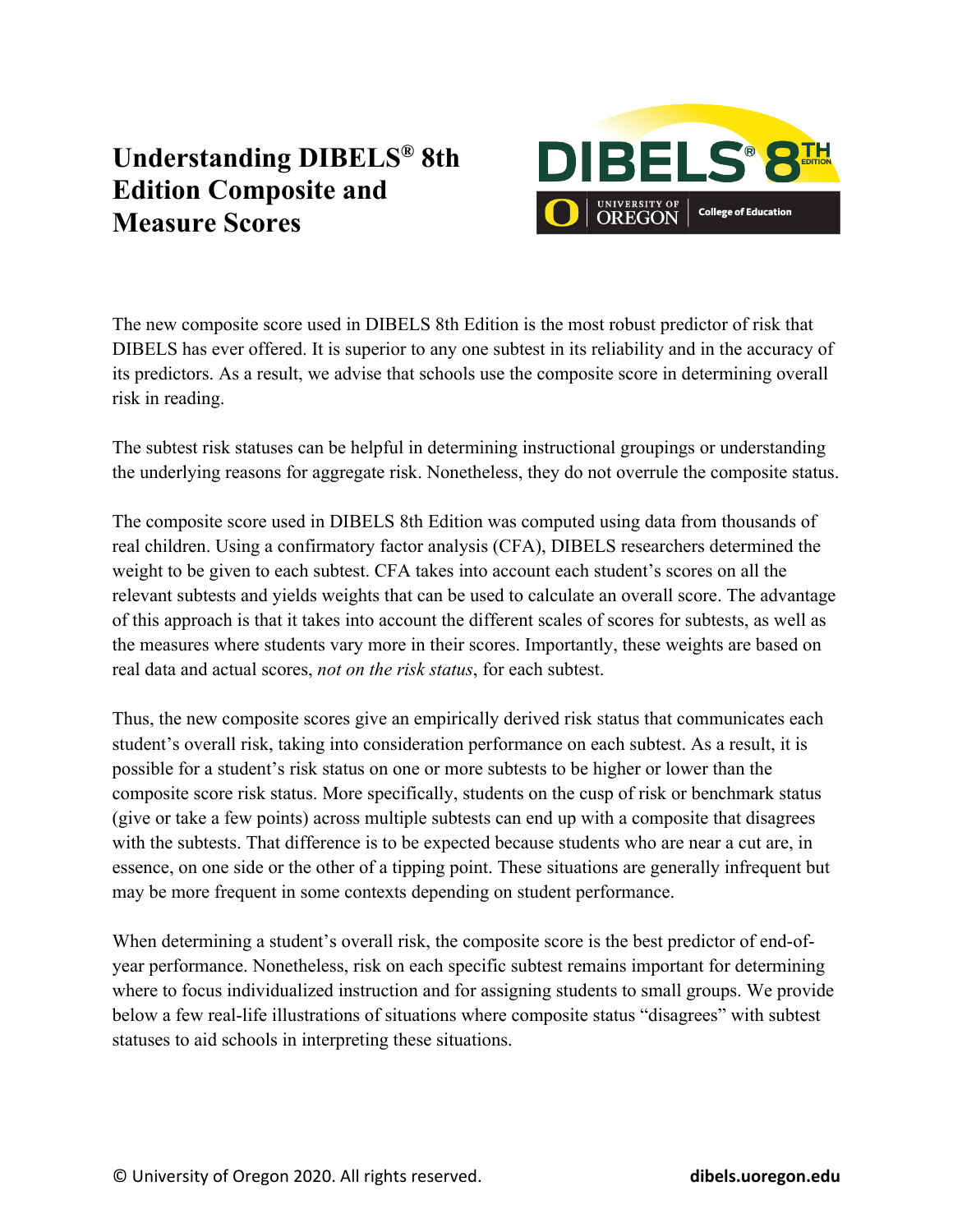# Understanding DIBELS® 8th Edition Composite and Measure Scores

The new composite score used in DIBELS 8th Edition is the most robust predictor of risk that DIBELS has ever offered. It is superior to any one subtest in its reliability and in the accuracy of its predictors. As a result, we advise that schools use the composite score in determining overall risk in reading.

The subtest risk statuses can be helpful in determining instructional groupings or understanding the underlying reasons for aggregate risk. Nonetheless, they do not overrule the composite status.

The composite score used in DIBELS 8th Edition was computed using data from thousands of real children. Using a confirmatory factor analysis (CFA), DIBELS researchers determined the weight to be given to each subtest. CFA takes into account each student's scores on all the relevant subtests and yields weights that can be used to calculate an overall score. The advantage of this approach is that it takes into account the different scales of scores for subtests, as well as the measures where students vary more in their scores. Importantly, these weights are based on real data and actual scores, *not on the risk status*, for each subtest.

Thus, the new composite scores give an empirically derived risk status that communicates each student's overall risk, taking into consideration performance on each subtest. As a result, it is possible for a student's risk status on one or more subtests to be higher or lower than the composite score risk status. More specifically, students on the cusp of risk or benchmark status (give or take a few points) across multiple subtests can end up with a composite that disagrees with the subtests. That difference is to be expected because students who are near a cut are, in essence, on one side or the other of a tipping point. These situations are generally infrequent but may be more frequent in some contexts depending on student performance.

When determining a student's overall risk, the composite score is the best predictor of end-of-year performance. Nonetheless, risk on each specific subtest remains important for determining where to focus individualized instruction and for assigning students to small groups. We provide below a few real-life illustrations of situations where composite status "disagrees" with subtest statuses to aid schools in interpreting these situations.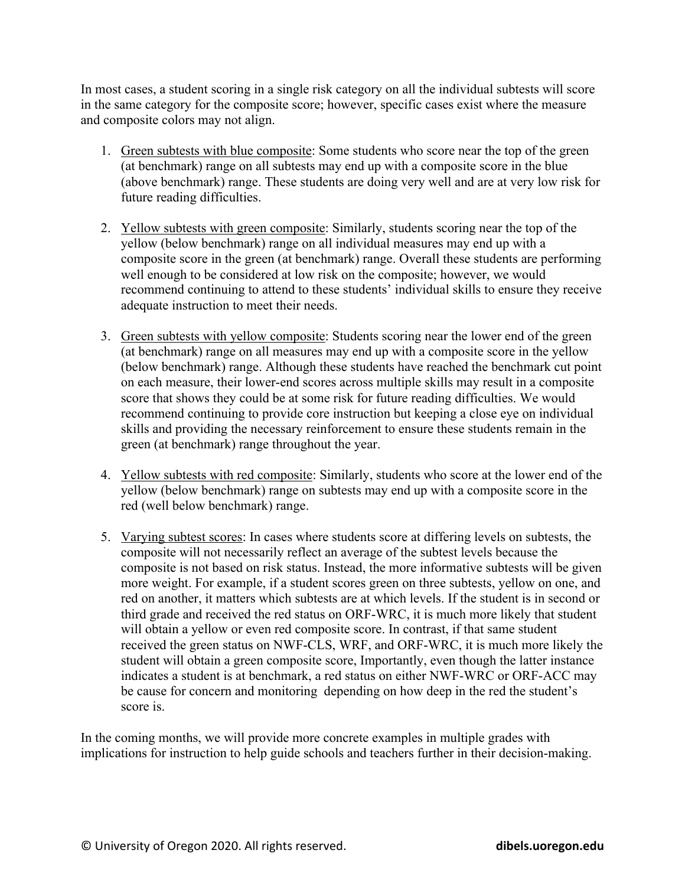In most cases, a student scoring in a single risk category on all the individual subtests will score in the same category for the composite score; however, specific cases exist where the measure and composite colors may not align.

1. <u>Green subtests with blue composite</u>: Some students who score near the top of the green (at benchmark) range on all subtests may end up with a composite score in the blue (above benchmark) range. These students are doing very well and are at very low risk for future reading difficulties.

2. <u>Yellow subtests with green composite</u>: Similarly, students scoring near the top of the yellow (below benchmark) range on all individual measures may end up with a composite score in the green (at benchmark) range. Overall these students are performing well enough to be considered at low risk on the composite; however, we would recommend continuing to attend to these students' individual skills to ensure they receive adequate instruction to meet their needs.

3. <u>Green subtests with yellow composite</u>: Students scoring near the lower end of the green (at benchmark) range on all measures may end up with a composite score in the yellow (below benchmark) range. Although these students have reached the benchmark cut point on each measure, their lower-end scores across multiple skills may result in a composite score that shows they could be at some risk for future reading difficulties. We would recommend continuing to provide core instruction but keeping a close eye on individual skills and providing the necessary reinforcement to ensure these students remain in the green (at benchmark) range throughout the year.

4. <u>Yellow subtests with red composite</u>: Similarly, students who score at the lower end of the yellow (below benchmark) range on subtests may end up with a composite score in the red (well below benchmark) range.

5. <u>Varying subtest scores</u>: In cases where students score at differing levels on subtests, the composite will not necessarily reflect an average of the subtest levels because the composite is not based on risk status. Instead, the more informative subtests will be given more weight. For example, if a student scores green on three subtests, yellow on one, and red on another, it matters which subtests are at which levels. If the student is in second or third grade and received the red status on ORF-WRC, it is much more likely that student will obtain a yellow or even red composite score. In contrast, if that same student received the green status on NWF-CLS, WRF, and ORF-WRC, it is much more likely the student will obtain a green composite score, Importantly, even though the latter instance indicates a student is at benchmark, a red status on either NWF-WRC or ORF-ACC may be cause for concern and monitoring depending on how deep in the red the student's score is.

In the coming months, we will provide more concrete examples in multiple grades with implications for instruction to help guide schools and teachers further in their decision-making.

© University of Oregon 2020. All rights reserved. **dibels.uoregon.edu**